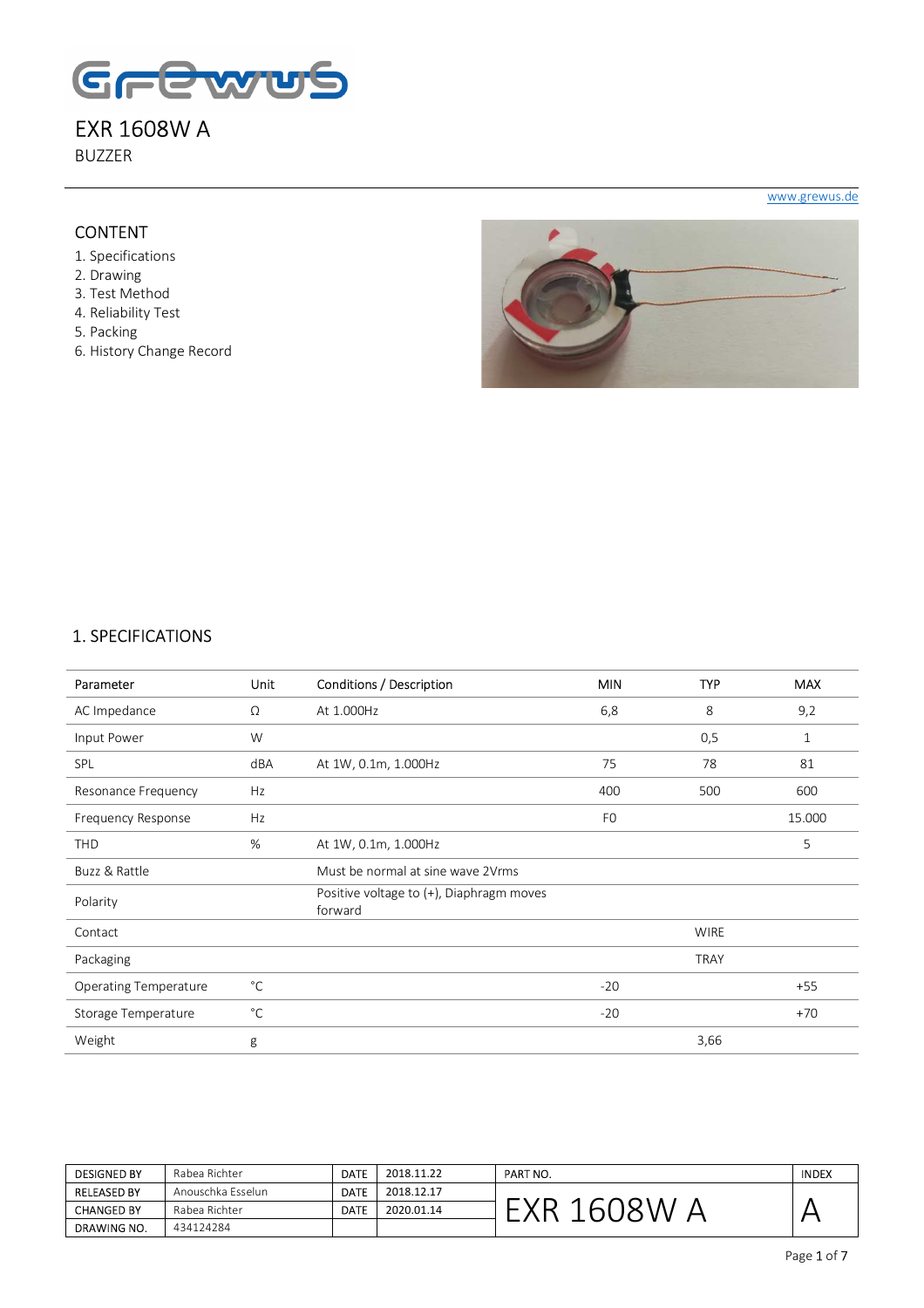# EXR 1608W A

BUZZER

www.grewus.de

## CONTENT

1. Specifications
2. Drawing
3. Test Method
4. Reliability Test
5. Packing
6. History Change Record

## 1. SPECIFICATIONS

| Parameter | Unit | Conditions / Description | MIN | TYP | MAX |
|---|---|---|---|---|---|
| AC Impedance | Ω | At 1.000Hz | 6,8 | 8 | 9,2 |
| Input Power | W | | | 0,5 | 1 |
| SPL | dBA | At 1W, 0.1m, 1.000Hz | 75 | 78 | 81 |
| Resonance Frequency | Hz | | 400 | 500 | 600 |
| Frequency Response | Hz | | F0 | | 15.000 |
| THD | % | At 1W, 0.1m, 1.000Hz | | | 5 |
| Buzz & Rattle | | Must be normal at sine wave 2Vrms | | | |
| Polarity | | Positive voltage to (+), Diaphragm moves forward | | | |
| Contact | | | | WIRE | |
| Packaging | | | | TRAY | |
| Operating Temperature | °C | | -20 | | +55 |
| Storage Temperature | °C | | -20 | | +70 |
| Weight | g | | | 3,66 | |

| DESIGNED BY | Rabea Richter | DATE | 2018.11.22 | PART NO. | INDEX |
|---|---|---|---|---|---|
| RELEASED BY | Anouschka Esselun | DATE | 2018.12.17 | EXR 1608W A | A |
| CHANGED BY | Rabea Richter | DATE | 2020.01.14 | | |
| DRAWING NO. | 434124284 | | | | |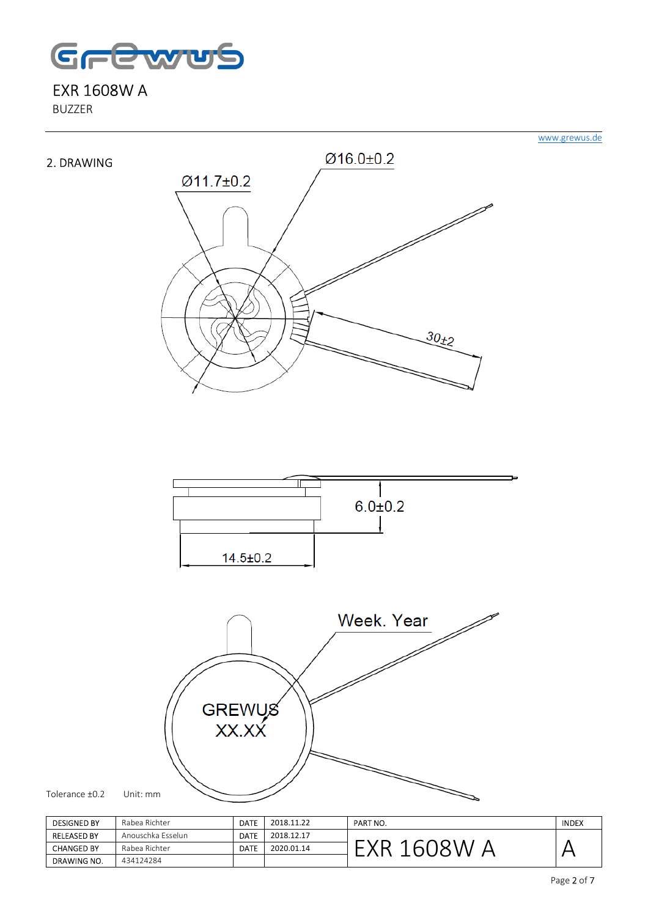## 2. DRAWING

Ø16.0±0.2

Ø11.7±0.2

30±2

6.0±0.2

14.5±0.2

Week. Year

GREWUS
XX.XX

Tolerance ±0.2 Unit: mm

| DESIGNED BY | Rabea Richter | DATE | 2018.11.22 | PART NO. | INDEX |
|---|---|---|---|---|---|
| RELEASED BY | Anouschka Esselun | DATE | 2018.12.17 | EXR 1608W A | A |
| CHANGED BY | Rabea Richter | DATE | 2020.01.14 | | |
| DRAWING NO. | 434124284 | | | | |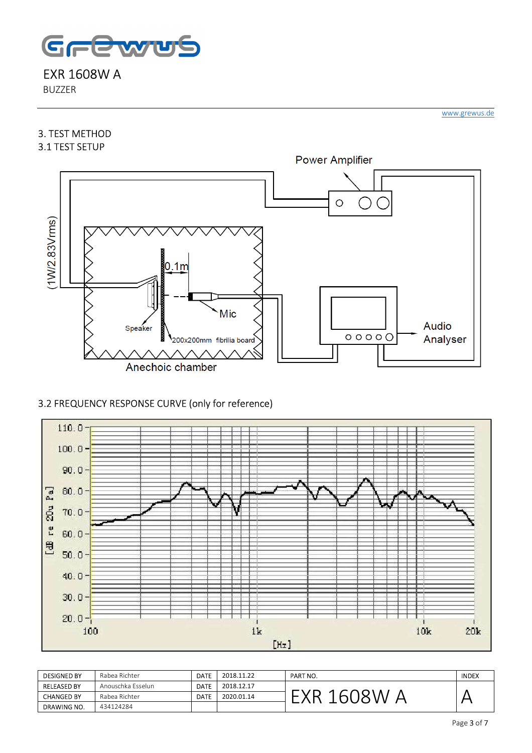EXR 1608W A

BUZZER

www.grewus.de

## 3. TEST METHOD

### 3.1 TEST SETUP

Power Amplifier

(1W/2.83Vrms)

0.1m

Mic

Speaker

200x200mm fibrilia board

Audio Analyser

Anechoic chamber

### 3.2 FREQUENCY RESPONSE CURVE (only for reference)

| DESIGNED BY | Rabea Richter | DATE | 2018.11.22 | PART NO. | INDEX |
|---|---|---|---|---|---|
| RELEASED BY | Anouschka Esselun | DATE | 2018.12.17 | EXR 1608W A | A |
| CHANGED BY | Rabea Richter | DATE | 2020.01.14 | | |
| DRAWING NO. | 434124284 | | | | |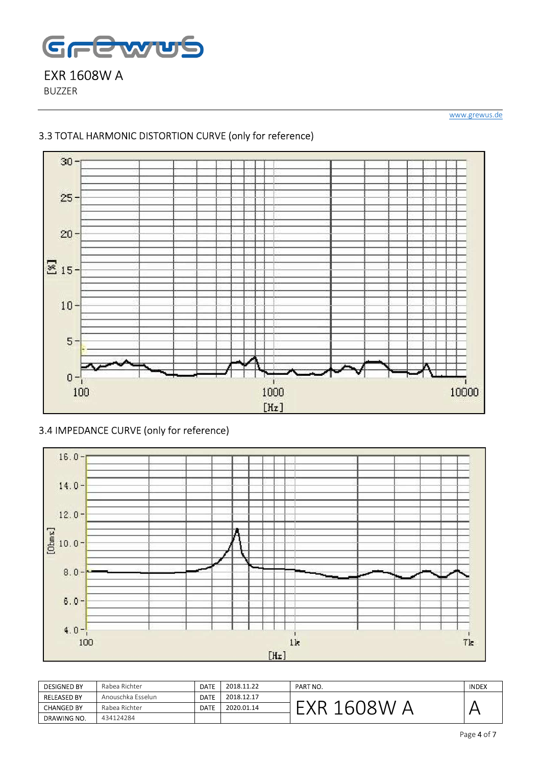EXR 1608W A

BUZZER

www.grewus.de

### 3.3 TOTAL HARMONIC DISTORTION CURVE (only for reference)

### 3.4 IMPEDANCE CURVE (only for reference)

| DESIGNED BY | Rabea Richter | DATE | 2018.11.22 | PART NO. | INDEX |
|---|---|---|---|---|---|
| RELEASED BY | Anouschka Esselun | DATE | 2018.12.17 | EXR 1608W A | A |
| CHANGED BY | Rabea Richter | DATE | 2020.01.14 | | |
| DRAWING NO. | 434124284 | | | | |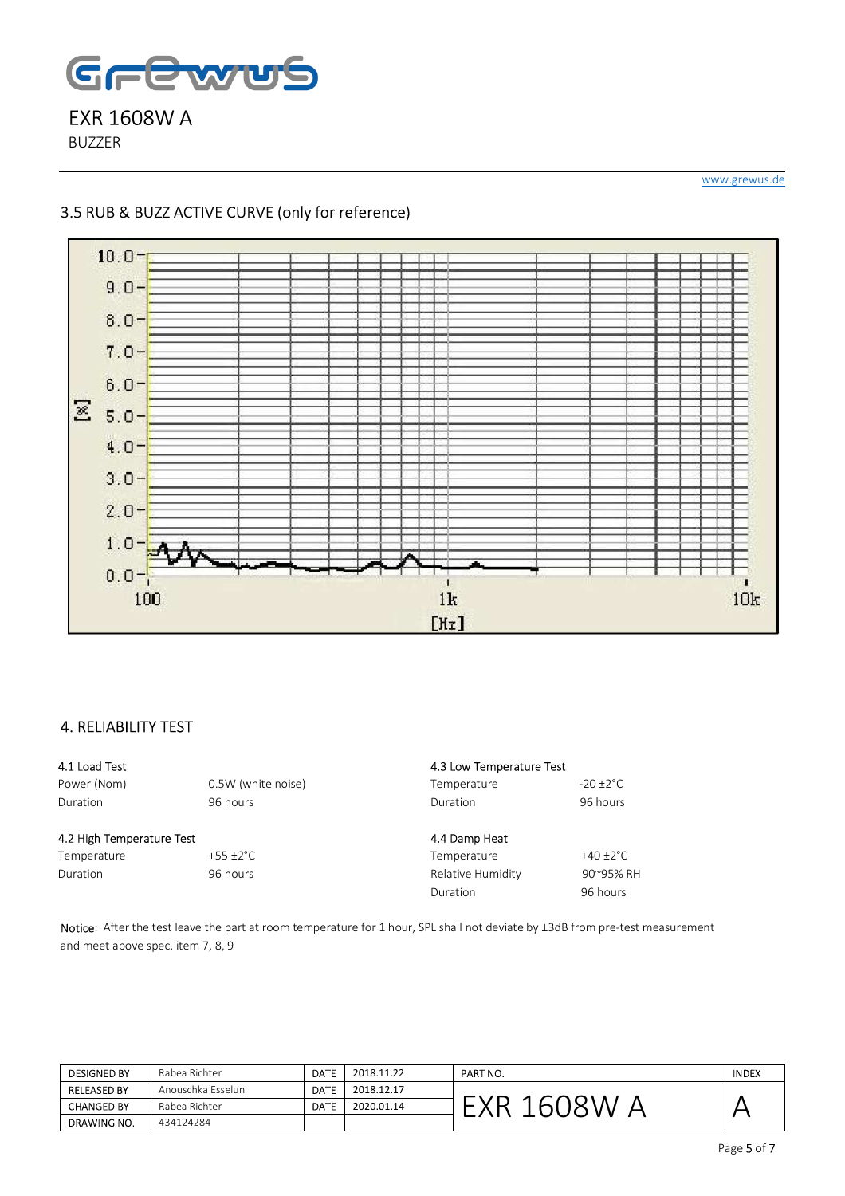EXR 1608W A

BUZZER

www.grewus.de

## 3.5 RUB & BUZZ ACTIVE CURVE (only for reference)

## 4. RELIABILITY TEST

**4.1 Load Test**

| | |
|---|---|
| Power (Nom) | 0.5W (white noise) |
| Duration | 96 hours |

**4.2 High Temperature Test**

| | |
|---|---|
| Temperature | +55 ±2°C |
| Duration | 96 hours |

**4.3 Low Temperature Test**

| | |
|---|---|
| Temperature | -20 ±2°C |
| Duration | 96 hours |

**4.4 Damp Heat**

| | |
|---|---|
| Temperature | +40 ±2°C |
| Relative Humidity | 90~95% RH |
| Duration | 96 hours |

Notice: After the test leave the part at room temperature for 1 hour, SPL shall not deviate by ±3dB from pre-test measurement and meet above spec. item 7, 8, 9

| DESIGNED BY | Rabea Richter | DATE | 2018.11.22 | PART NO. | INDEX |
|---|---|---|---|---|---|
| RELEASED BY | Anouschka Esselun | DATE | 2018.12.17 | EXR 1608W A | A |
| CHANGED BY | Rabea Richter | DATE | 2020.01.14 | | |
| DRAWING NO. | 434124284 | | | | |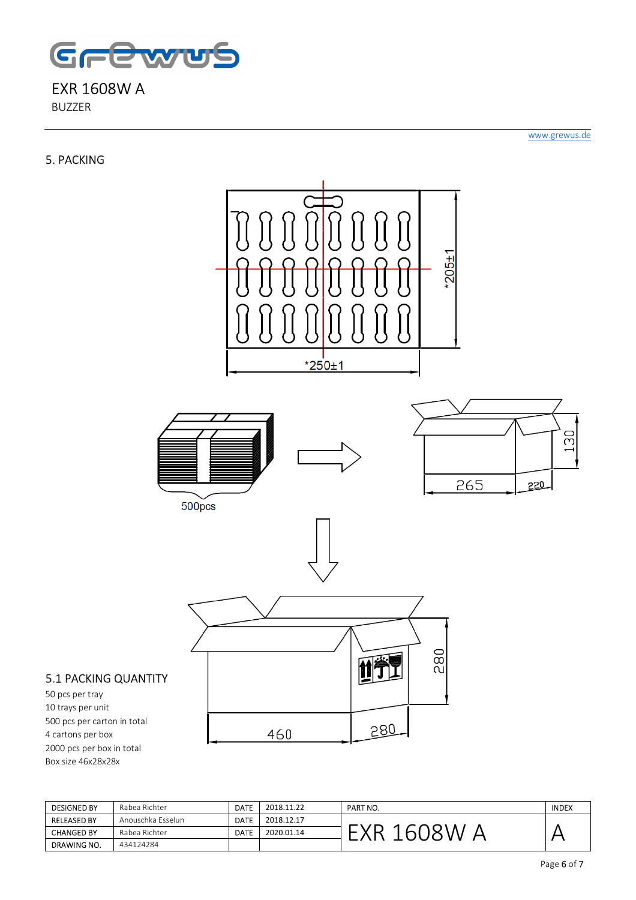# EXR 1608W A

BUZZER

www.grewus.de

## 5. PACKING

*250±1

*205±1

500pcs

265

220

130

460

280

280

### 5.1 PACKING QUANTITY

50 pcs per tray
10 trays per unit
500 pcs per carton in total
4 cartons per box
2000 pcs per box in total
Box size 46x28x28x

| DESIGNED BY | Rabea Richter | DATE | 2018.11.22 | PART NO. | INDEX |
|---|---|---|---|---|---|
| RELEASED BY | Anouschka Esselun | DATE | 2018.12.17 | EXR 1608W A | A |
| CHANGED BY | Rabea Richter | DATE | 2020.01.14 | | |
| DRAWING NO. | 434124284 | | | | |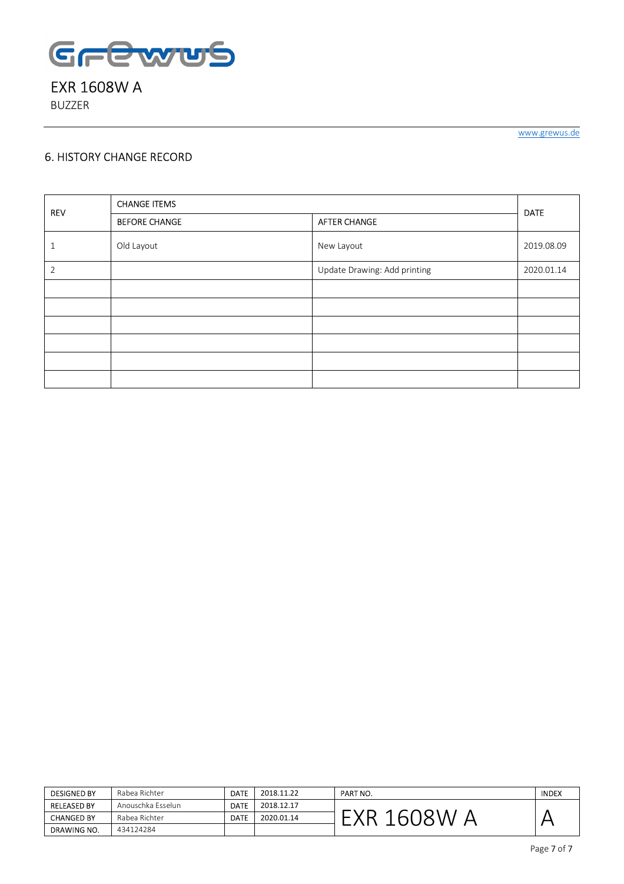# EXR 1608W A

BUZZER

www.grewus.de

## 6. HISTORY CHANGE RECORD

| REV | CHANGE ITEMS | | DATE |
|---|---|---|---|
| | BEFORE CHANGE | AFTER CHANGE | |
| 1 | Old Layout | New Layout | 2019.08.09 |
| 2 | | Update Drawing: Add printing | 2020.01.14 |
| | | | |
| | | | |
| | | | |
| | | | |
| | | | |
| | | | |

| DESIGNED BY | Rabea Richter | DATE | 2018.11.22 | PART NO. | INDEX |
|---|---|---|---|---|---|
| RELEASED BY | Anouschka Esselun | DATE | 2018.12.17 | EXR 1608W A | A |
| CHANGED BY | Rabea Richter | DATE | 2020.01.14 | | |
| DRAWING NO. | 434124284 | | | | |